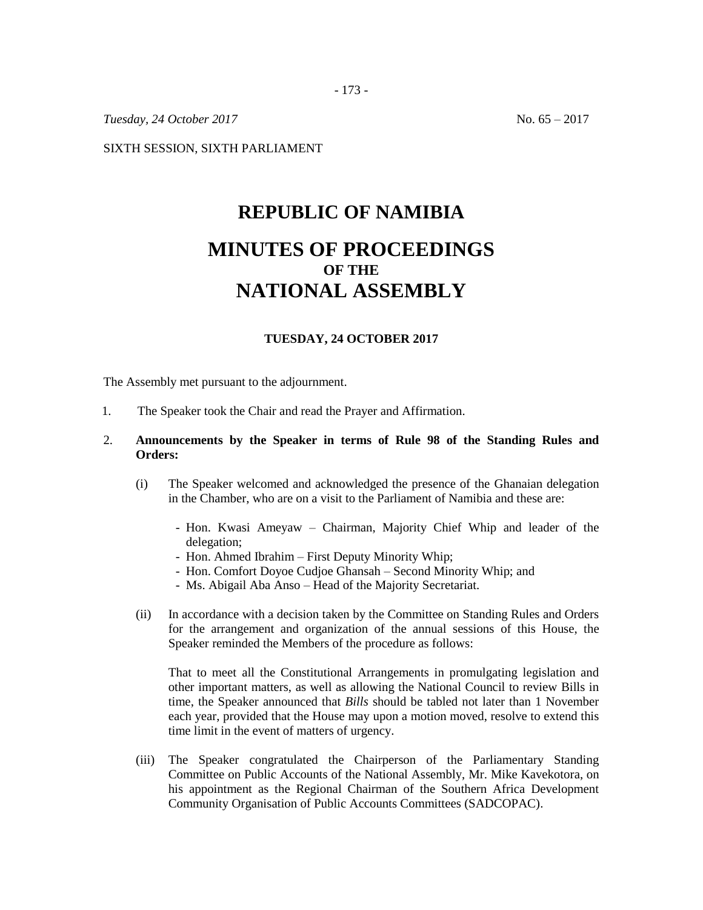*Tuesday, 24 October 2017* No. 65 – 2017

SIXTH SESSION, SIXTH PARLIAMENT

# REPUBLIC OF NAMIBIA

# MINUTES OF PROCEEDINGS
### OF THE
# NATIONAL ASSEMBLY

**TUESDAY, 24 OCTOBER 2017**

The Assembly met pursuant to the adjournment.

1. The Speaker took the Chair and read the Prayer and Affirmation.

2. **Announcements by the Speaker in terms of Rule 98 of the Standing Rules and Orders:**

   (i) The Speaker welcomed and acknowledged the presence of the Ghanaian delegation in the Chamber, who are on a visit to the Parliament of Namibia and these are:

   - Hon. Kwasi Ameyaw – Chairman, Majority Chief Whip and leader of the delegation;
   - Hon. Ahmed Ibrahim – First Deputy Minority Whip;
   - Hon. Comfort Doyoe Cudjoe Ghansah – Second Minority Whip; and
   - Ms. Abigail Aba Anso – Head of the Majority Secretariat.

   (ii) In accordance with a decision taken by the Committee on Standing Rules and Orders for the arrangement and organization of the annual sessions of this House, the Speaker reminded the Members of the procedure as follows:

   That to meet all the Constitutional Arrangements in promulgating legislation and other important matters, as well as allowing the National Council to review Bills in time, the Speaker announced that *Bills* should be tabled not later than 1 November each year, provided that the House may upon a motion moved, resolve to extend this time limit in the event of matters of urgency.

   (iii) The Speaker congratulated the Chairperson of the Parliamentary Standing Committee on Public Accounts of the National Assembly, Mr. Mike Kavekotora, on his appointment as the Regional Chairman of the Southern Africa Development Community Organisation of Public Accounts Committees (SADCOPAC).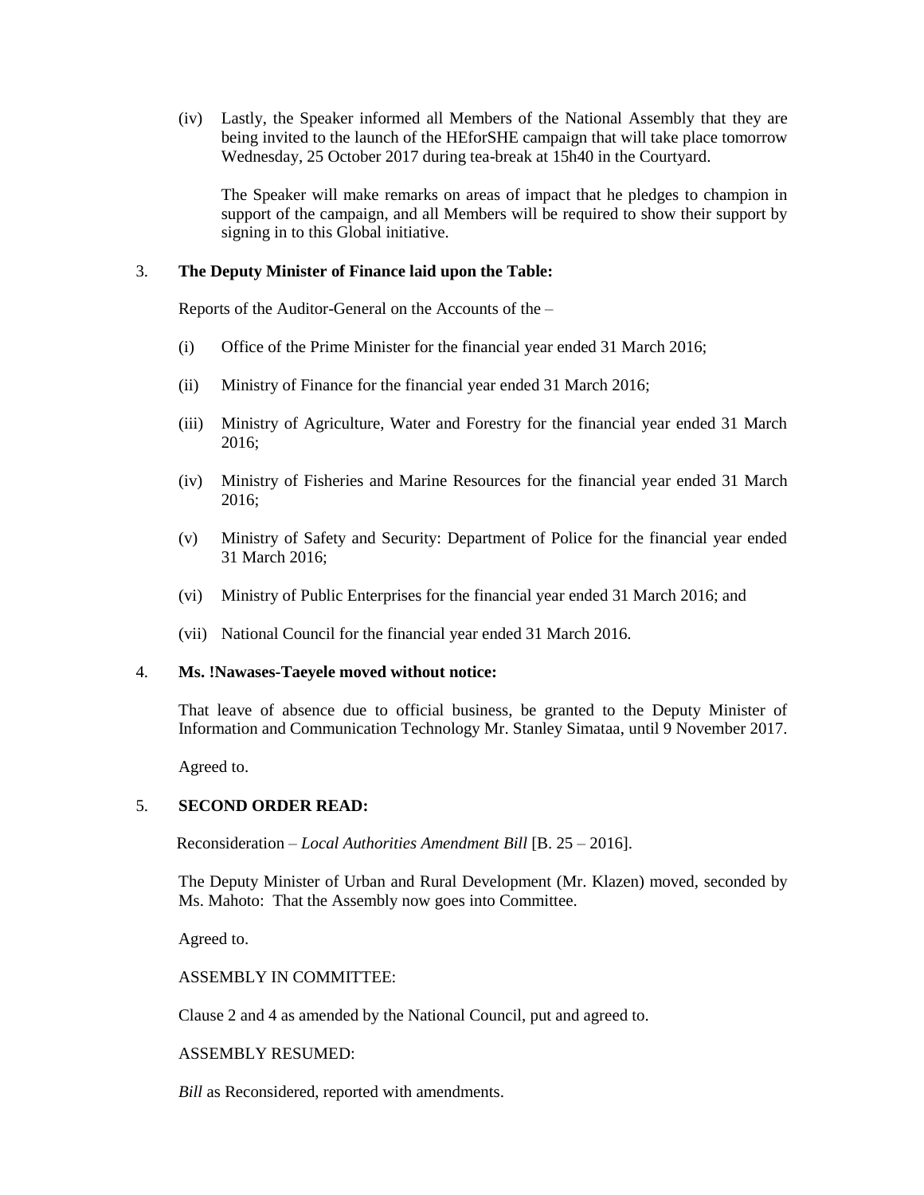(iv) Lastly, the Speaker informed all Members of the National Assembly that they are being invited to the launch of the HEforSHE campaign that will take place tomorrow Wednesday, 25 October 2017 during tea-break at 15h40 in the Courtyard.

The Speaker will make remarks on areas of impact that he pledges to champion in support of the campaign, and all Members will be required to show their support by signing in to this Global initiative.

3. **The Deputy Minister of Finance laid upon the Table:**

Reports of the Auditor-General on the Accounts of the –

(i) Office of the Prime Minister for the financial year ended 31 March 2016;

(ii) Ministry of Finance for the financial year ended 31 March 2016;

(iii) Ministry of Agriculture, Water and Forestry for the financial year ended 31 March 2016;

(iv) Ministry of Fisheries and Marine Resources for the financial year ended 31 March 2016;

(v) Ministry of Safety and Security: Department of Police for the financial year ended 31 March 2016;

(vi) Ministry of Public Enterprises for the financial year ended 31 March 2016; and

(vii) National Council for the financial year ended 31 March 2016.

4. **Ms. !Nawases-Taeyele moved without notice:**

That leave of absence due to official business, be granted to the Deputy Minister of Information and Communication Technology Mr. Stanley Simataa, until 9 November 2017.

Agreed to.

5. **SECOND ORDER READ:**

Reconsideration – *Local Authorities Amendment Bill* [B. 25 – 2016].

The Deputy Minister of Urban and Rural Development (Mr. Klazen) moved, seconded by Ms. Mahoto: That the Assembly now goes into Committee.

Agreed to.

ASSEMBLY IN COMMITTEE:

Clause 2 and 4 as amended by the National Council, put and agreed to.

ASSEMBLY RESUMED:

*Bill* as Reconsidered, reported with amendments.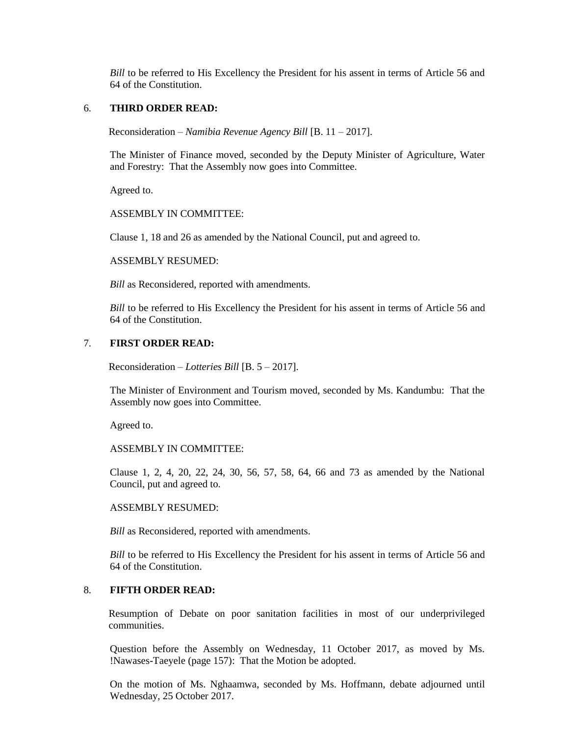*Bill* to be referred to His Excellency the President for his assent in terms of Article 56 and 64 of the Constitution.

6. **THIRD ORDER READ:**

   Reconsideration – *Namibia Revenue Agency Bill* [B. 11 – 2017].

   The Minister of Finance moved, seconded by the Deputy Minister of Agriculture, Water and Forestry: That the Assembly now goes into Committee.

   Agreed to.

   ASSEMBLY IN COMMITTEE:

   Clause 1, 18 and 26 as amended by the National Council, put and agreed to.

   ASSEMBLY RESUMED:

   *Bill* as Reconsidered, reported with amendments.

   *Bill* to be referred to His Excellency the President for his assent in terms of Article 56 and 64 of the Constitution.

7. **FIRST ORDER READ:**

   Reconsideration – *Lotteries Bill* [B. 5 – 2017].

   The Minister of Environment and Tourism moved, seconded by Ms. Kandumbu: That the Assembly now goes into Committee.

   Agreed to.

   ASSEMBLY IN COMMITTEE:

   Clause 1, 2, 4, 20, 22, 24, 30, 56, 57, 58, 64, 66 and 73 as amended by the National Council, put and agreed to.

   ASSEMBLY RESUMED:

   *Bill* as Reconsidered, reported with amendments.

   *Bill* to be referred to His Excellency the President for his assent in terms of Article 56 and 64 of the Constitution.

8. **FIFTH ORDER READ:**

   Resumption of Debate on poor sanitation facilities in most of our underprivileged communities.

   Question before the Assembly on Wednesday, 11 October 2017, as moved by Ms. !Nawases-Taeyele (page 157): That the Motion be adopted.

   On the motion of Ms. Nghaamwa, seconded by Ms. Hoffmann, debate adjourned until Wednesday, 25 October 2017.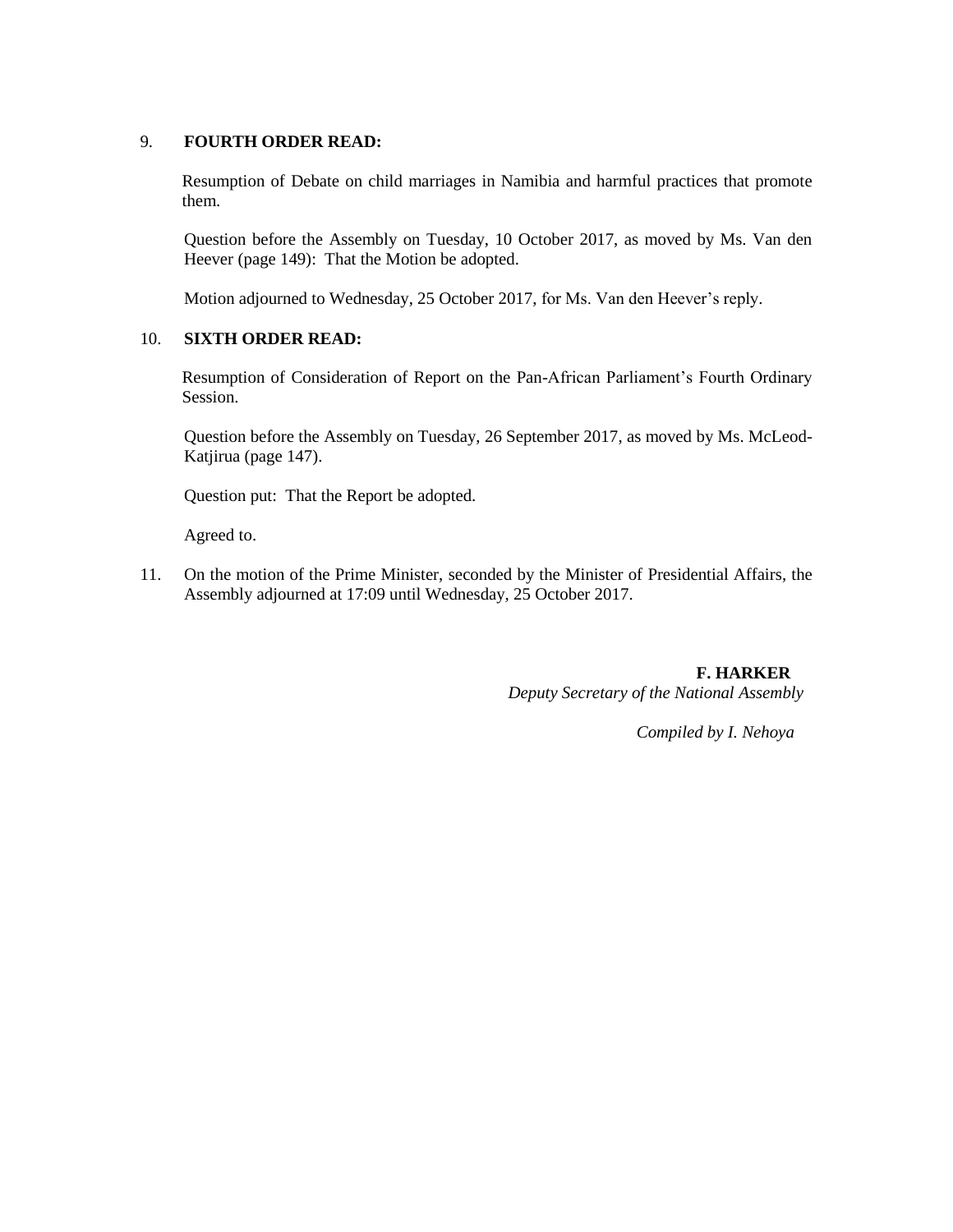9. **FOURTH ORDER READ:**

 Resumption of Debate on child marriages in Namibia and harmful practices that promote them.

 Question before the Assembly on Tuesday, 10 October 2017, as moved by Ms. Van den Heever (page 149): That the Motion be adopted.

 Motion adjourned to Wednesday, 25 October 2017, for Ms. Van den Heever's reply.

10. **SIXTH ORDER READ:**

 Resumption of Consideration of Report on the Pan-African Parliament's Fourth Ordinary Session.

 Question before the Assembly on Tuesday, 26 September 2017, as moved by Ms. McLeod-Katjirua (page 147).

 Question put: That the Report be adopted.

 Agreed to.

11. On the motion of the Prime Minister, seconded by the Minister of Presidential Affairs, the Assembly adjourned at 17:09 until Wednesday, 25 October 2017.

**F. HARKER**
*Deputy Secretary of the National Assembly*

*Compiled by I. Nehoya*